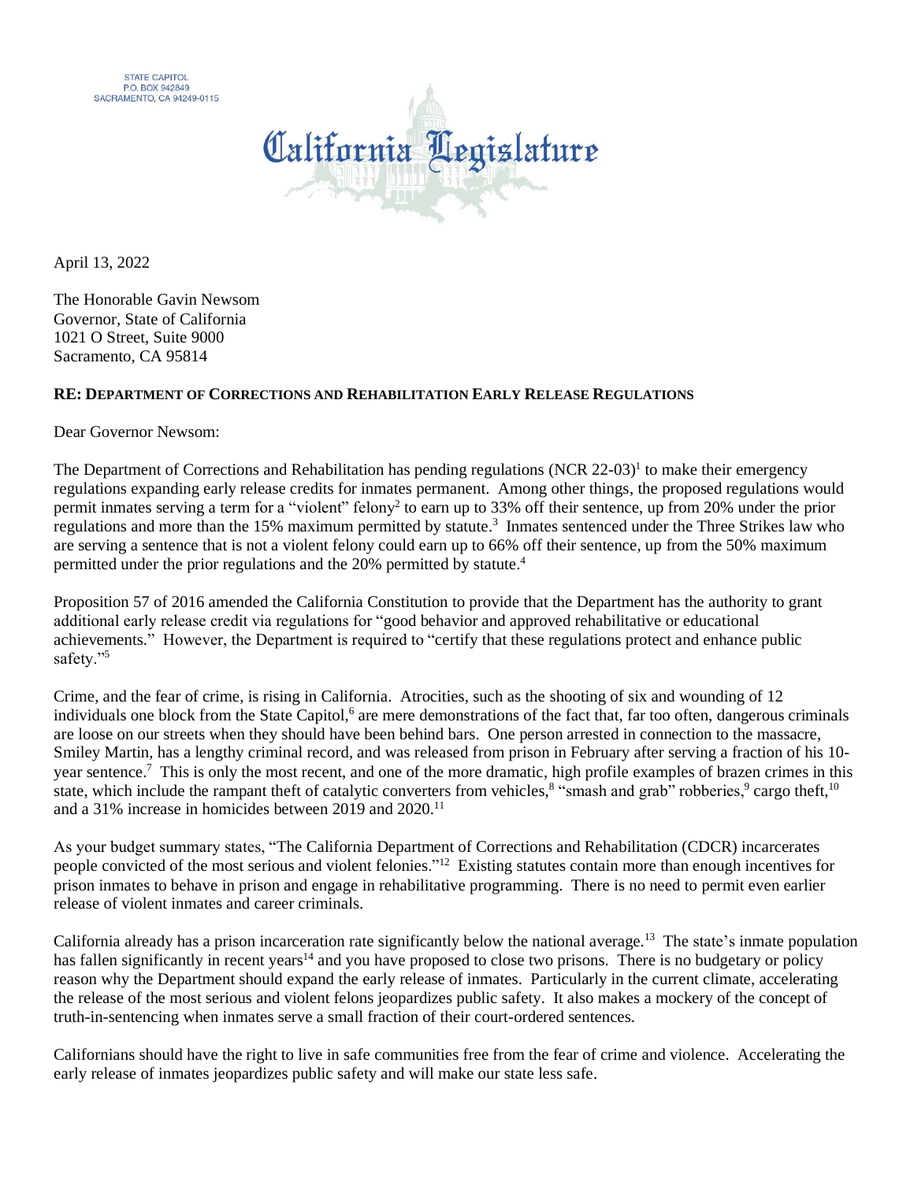STATE CAPITOL
P.O. BOX 942849
SACRAMENTO, CA 94249-0115

# California Legislature

April 13, 2022

The Honorable Gavin Newsom
Governor, State of California
1021 O Street, Suite 9000
Sacramento, CA 95814

**RE: DEPARTMENT OF CORRECTIONS AND REHABILITATION EARLY RELEASE REGULATIONS**

Dear Governor Newsom:

The Department of Corrections and Rehabilitation has pending regulations (NCR 22-03)[1] to make their emergency regulations expanding early release credits for inmates permanent. Among other things, the proposed regulations would permit inmates serving a term for a "violent" felony[2] to earn up to 33% off their sentence, up from 20% under the prior regulations and more than the 15% maximum permitted by statute.[3] Inmates sentenced under the Three Strikes law who are serving a sentence that is not a violent felony could earn up to 66% off their sentence, up from the 50% maximum permitted under the prior regulations and the 20% permitted by statute.[4]

Proposition 57 of 2016 amended the California Constitution to provide that the Department has the authority to grant additional early release credit via regulations for "good behavior and approved rehabilitative or educational achievements." However, the Department is required to "certify that these regulations protect and enhance public safety."[5]

Crime, and the fear of crime, is rising in California. Atrocities, such as the shooting of six and wounding of 12 individuals one block from the State Capitol,[6] are mere demonstrations of the fact that, far too often, dangerous criminals are loose on our streets when they should have been behind bars. One person arrested in connection to the massacre, Smiley Martin, has a lengthy criminal record, and was released from prison in February after serving a fraction of his 10-year sentence.[7] This is only the most recent, and one of the more dramatic, high profile examples of brazen crimes in this state, which include the rampant theft of catalytic converters from vehicles,[8] "smash and grab" robberies,[9] cargo theft,[10] and a 31% increase in homicides between 2019 and 2020.[11]

As your budget summary states, "The California Department of Corrections and Rehabilitation (CDCR) incarcerates people convicted of the most serious and violent felonies."[12] Existing statutes contain more than enough incentives for prison inmates to behave in prison and engage in rehabilitative programming. There is no need to permit even earlier release of violent inmates and career criminals.

California already has a prison incarceration rate significantly below the national average.[13] The state's inmate population has fallen significantly in recent years[14] and you have proposed to close two prisons. There is no budgetary or policy reason why the Department should expand the early release of inmates. Particularly in the current climate, accelerating the release of the most serious and violent felons jeopardizes public safety. It also makes a mockery of the concept of truth-in-sentencing when inmates serve a small fraction of their court-ordered sentences.

Californians should have the right to live in safe communities free from the fear of crime and violence. Accelerating the early release of inmates jeopardizes public safety and will make our state less safe.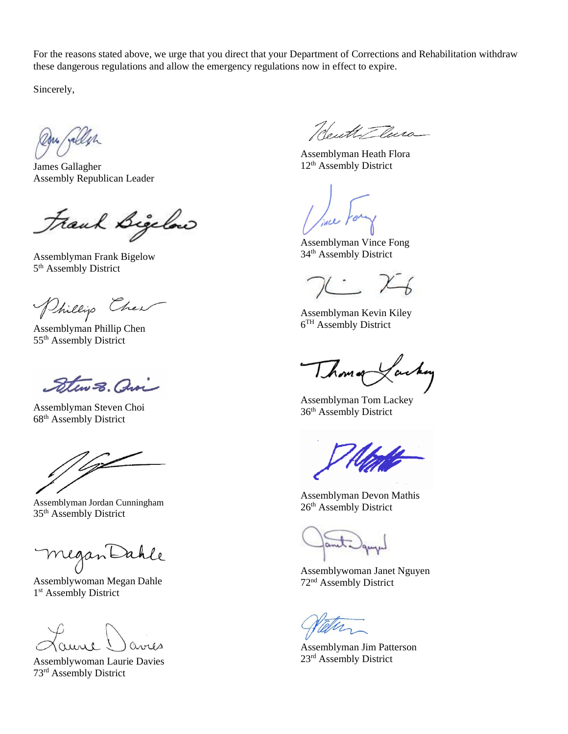For the reasons stated above, we urge that you direct that your Department of Corrections and Rehabilitation withdraw these dangerous regulations and allow the emergency regulations now in effect to expire.

Sincerely,

James Gallagher
Assembly Republican Leader

Assemblyman Frank Bigelow
5th Assembly District

Assemblyman Phillip Chen
55th Assembly District

Assemblyman Steven Choi
68th Assembly District

Assemblyman Jordan Cunningham
35th Assembly District

Assemblywoman Megan Dahle
1st Assembly District

Assemblywoman Laurie Davies
73rd Assembly District

Assemblyman Heath Flora
12th Assembly District

Assemblyman Vince Fong
34th Assembly District

Assemblyman Kevin Kiley
6TH Assembly District

Assemblyman Tom Lackey
36th Assembly District

Assemblyman Devon Mathis
26th Assembly District

Assemblywoman Janet Nguyen
72nd Assembly District

Assemblyman Jim Patterson
23rd Assembly District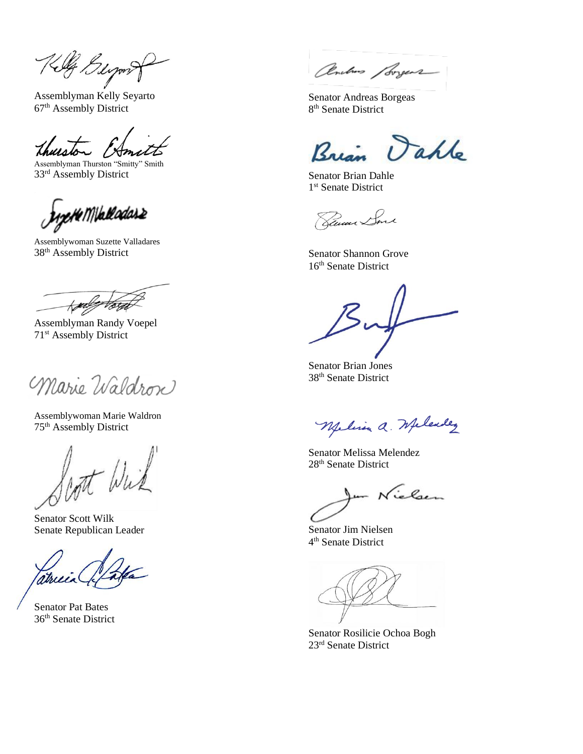Assemblyman Kelly Seyarto
67th Assembly District

Assemblyman Thurston "Smitty" Smith
33rd Assembly District

Assemblywoman Suzette Valladares
38th Assembly District

Assemblyman Randy Voepel
71st Assembly District

Assemblywoman Marie Waldron
75th Assembly District

Senator Scott Wilk
Senate Republican Leader

Senator Pat Bates
36th Senate District

Senator Andreas Borgeas
8th Senate District

Senator Brian Dahle
1st Senate District

Senator Shannon Grove
16th Senate District

Senator Brian Jones
38th Senate District

Senator Melissa Melendez
28th Senate District

Senator Jim Nielsen
4th Senate District

Senator Rosilicie Ochoa Bogh
23rd Senate District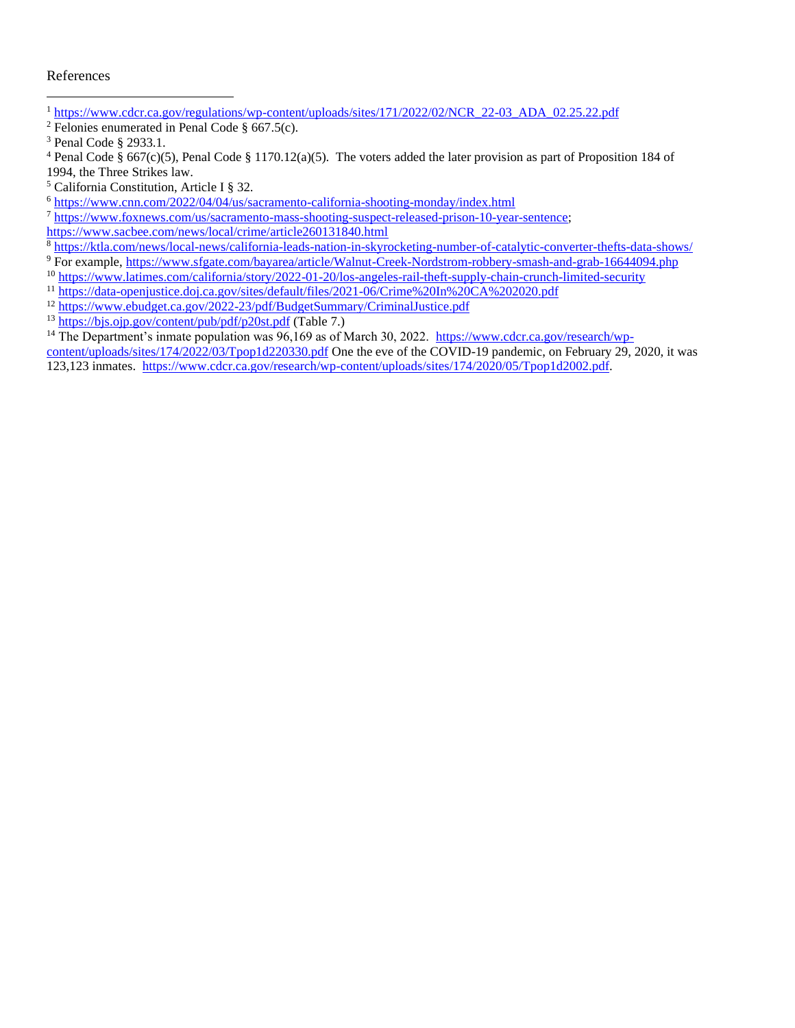References

[1] https://www.cdcr.ca.gov/regulations/wp-content/uploads/sites/171/2022/02/NCR_22-03_ADA_02.25.22.pdf

[2] Felonies enumerated in Penal Code § 667.5(c).

[3] Penal Code § 2933.1.

[4] Penal Code § 667(c)(5), Penal Code § 1170.12(a)(5). The voters added the later provision as part of Proposition 184 of 1994, the Three Strikes law.

[5] California Constitution, Article I § 32.

[6] https://www.cnn.com/2022/04/04/us/sacramento-california-shooting-monday/index.html

[7] https://www.foxnews.com/us/sacramento-mass-shooting-suspect-released-prison-10-year-sentence; https://www.sacbee.com/news/local/crime/article260131840.html

[8] https://ktla.com/news/local-news/california-leads-nation-in-skyrocketing-number-of-catalytic-converter-thefts-data-shows/

[9] For example, https://www.sfgate.com/bayarea/article/Walnut-Creek-Nordstrom-robbery-smash-and-grab-16644094.php

[10] https://www.latimes.com/california/story/2022-01-20/los-angeles-rail-theft-supply-chain-crunch-limited-security

[11] https://data-openjustice.doj.ca.gov/sites/default/files/2021-06/Crime%20In%20CA%202020.pdf

[12] https://www.ebudget.ca.gov/2022-23/pdf/BudgetSummary/CriminalJustice.pdf

[13] https://bjs.ojp.gov/content/pub/pdf/p20st.pdf (Table 7.)

[14] The Department's inmate population was 96,169 as of March 30, 2022. https://www.cdcr.ca.gov/research/wp-content/uploads/sites/174/2022/03/Tpop1d220330.pdf One the eve of the COVID-19 pandemic, on February 29, 2020, it was 123,123 inmates. https://www.cdcr.ca.gov/research/wp-content/uploads/sites/174/2020/05/Tpop1d2002.pdf.